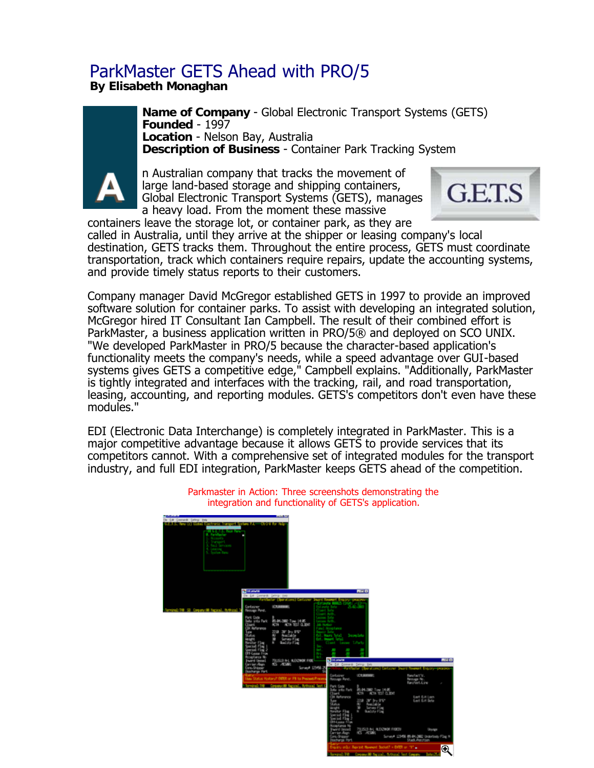# ParkMaster GETS Ahead with PRO/5

**By Elisabeth Monaghan**

**Name of Company** - Global Electronic Transport Systems (GETS)
**Founded** - 1997
**Location** - Nelson Bay, Australia
**Description of Business** - Container Park Tracking System

An Australian company that tracks the movement of large land-based storage and shipping containers, Global Electronic Transport Systems (GETS), manages a heavy load. From the moment these massive containers leave the storage lot, or container park, as they are called in Australia, until they arrive at the shipper or leasing company's local destination, GETS tracks them. Throughout the entire process, GETS must coordinate transportation, track which containers require repairs, update the accounting systems, and provide timely status reports to their customers.

Company manager David McGregor established GETS in 1997 to provide an improved software solution for container parks. To assist with developing an integrated solution, McGregor hired IT Consultant Ian Campbell. The result of their combined effort is ParkMaster, a business application written in PRO/5® and deployed on SCO UNIX. "We developed ParkMaster in PRO/5 because the character-based application's functionality meets the company's needs, while a speed advantage over GUI-based systems gives GETS a competitive edge," Campbell explains. "Additionally, ParkMaster is tightly integrated and interfaces with the tracking, rail, and road transportation, leasing, accounting, and reporting modules. GETS's competitors don't even have these modules."

EDI (Electronic Data Interchange) is completely integrated in ParkMaster. This is a major competitive advantage because it allows GETS to provide services that its competitors cannot. With a comprehensive set of integrated modules for the transport industry, and full EDI integration, ParkMaster keeps GETS ahead of the competition.

Parkmaster in Action: Three screenshots demonstrating the integration and functionality of GETS's application.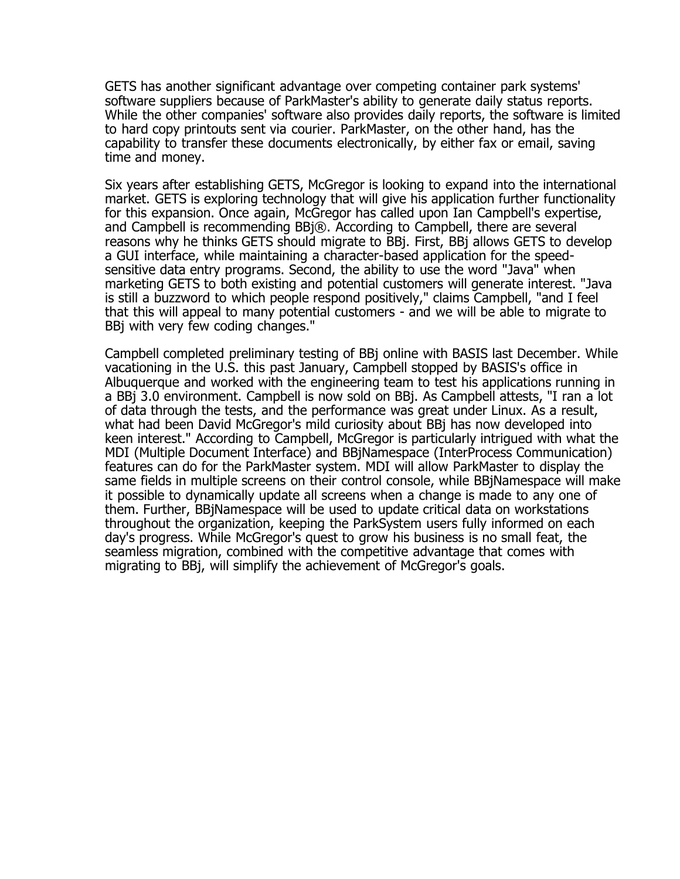GETS has another significant advantage over competing container park systems' software suppliers because of ParkMaster's ability to generate daily status reports. While the other companies' software also provides daily reports, the software is limited to hard copy printouts sent via courier. ParkMaster, on the other hand, has the capability to transfer these documents electronically, by either fax or email, saving time and money.

Six years after establishing GETS, McGregor is looking to expand into the international market. GETS is exploring technology that will give his application further functionality for this expansion. Once again, McGregor has called upon Ian Campbell's expertise, and Campbell is recommending BBj®. According to Campbell, there are several reasons why he thinks GETS should migrate to BBj. First, BBj allows GETS to develop a GUI interface, while maintaining a character-based application for the speed-sensitive data entry programs. Second, the ability to use the word "Java" when marketing GETS to both existing and potential customers will generate interest. "Java is still a buzzword to which people respond positively," claims Campbell, "and I feel that this will appeal to many potential customers - and we will be able to migrate to BBj with very few coding changes."

Campbell completed preliminary testing of BBj online with BASIS last December. While vacationing in the U.S. this past January, Campbell stopped by BASIS's office in Albuquerque and worked with the engineering team to test his applications running in a BBj 3.0 environment. Campbell is now sold on BBj. As Campbell attests, "I ran a lot of data through the tests, and the performance was great under Linux. As a result, what had been David McGregor's mild curiosity about BBj has now developed into keen interest." According to Campbell, McGregor is particularly intrigued with what the MDI (Multiple Document Interface) and BBjNamespace (InterProcess Communication) features can do for the ParkMaster system. MDI will allow ParkMaster to display the same fields in multiple screens on their control console, while BBjNamespace will make it possible to dynamically update all screens when a change is made to any one of them. Further, BBjNamespace will be used to update critical data on workstations throughout the organization, keeping the ParkSystem users fully informed on each day's progress. While McGregor's quest to grow his business is no small feat, the seamless migration, combined with the competitive advantage that comes with migrating to BBj, will simplify the achievement of McGregor's goals.